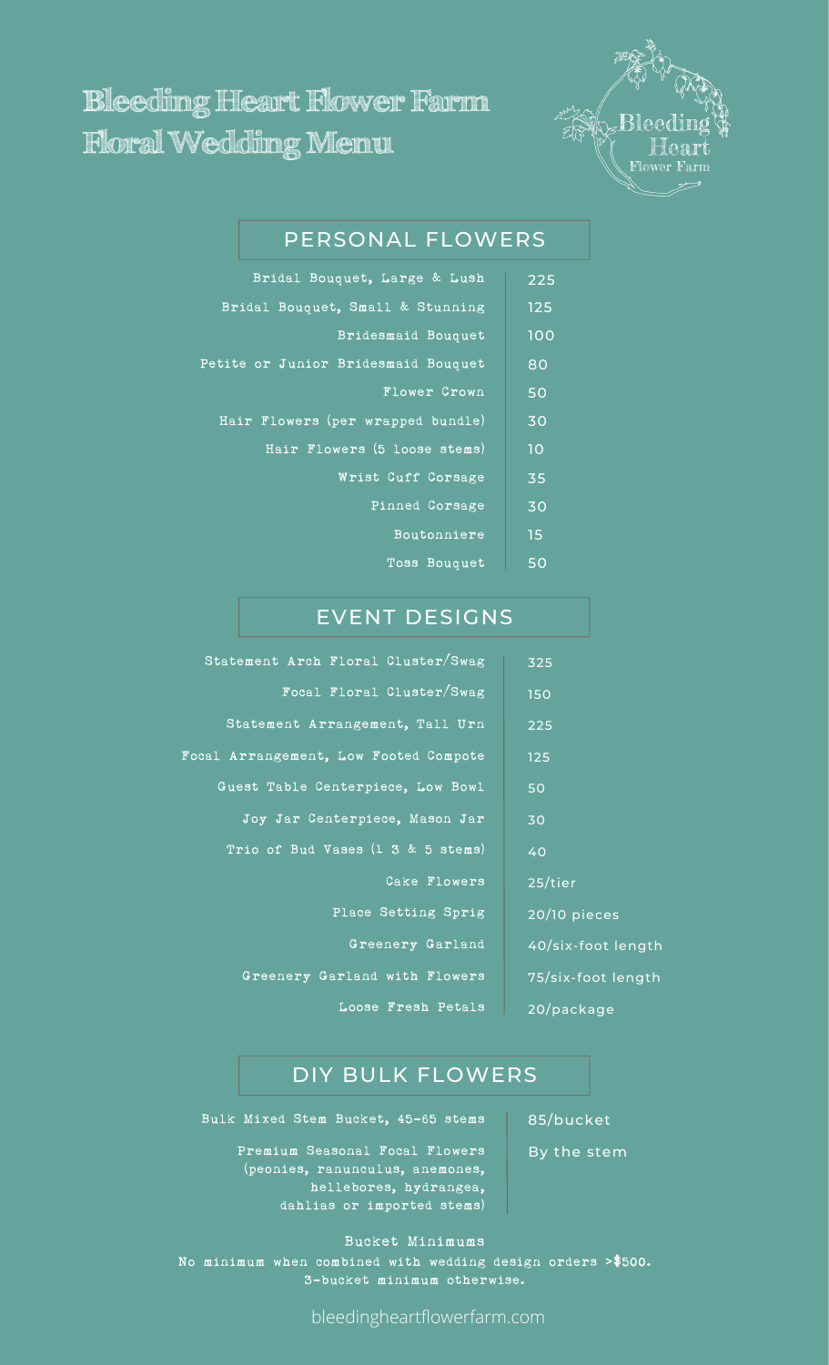# Bleeding Heart Flower Farm Floral Wedding Menu

## PERSONAL FLOWERS

| Item | Price |
|---|---|
| Bridal Bouquet, Large & Lush | 225 |
| Bridal Bouquet, Small & Stunning | 125 |
| Bridesmaid Bouquet | 100 |
| Petite or Junior Bridesmaid Bouquet | 80 |
| Flower Crown | 50 |
| Hair Flowers (per wrapped bundle) | 30 |
| Hair Flowers (5 loose stems) | 10 |
| Wrist Cuff Corsage | 35 |
| Pinned Corsage | 30 |
| Boutonniere | 15 |
| Toss Bouquet | 50 |

## EVENT DESIGNS

| Item | Price |
|---|---|
| Statement Arch Floral Cluster/Swag | 325 |
| Focal Floral Cluster/Swag | 150 |
| Statement Arrangement, Tall Urn | 225 |
| Focal Arrangement, Low Footed Compote | 125 |
| Guest Table Centerpiece, Low Bowl | 50 |
| Joy Jar Centerpiece, Mason Jar | 30 |
| Trio of Bud Vases (1 3 & 5 stems) | 40 |
| Cake Flowers | 25/tier |
| Place Setting Sprig | 20/10 pieces |
| Greenery Garland | 40/six-foot length |
| Greenery Garland with Flowers | 75/six-foot length |
| Loose Fresh Petals | 20/package |

## DIY BULK FLOWERS

| Item | Price |
|---|---|
| Bulk Mixed Stem Bucket, 45-65 stems | 85/bucket |
| Premium Seasonal Focal Flowers (peonies, ranunculus, anemones, hellebores, hydrangea, dahlias or imported stems) | By the stem |

**Bucket Minimums**

No minimum when combined with wedding design orders >$500.
3-bucket minimum otherwise.

bleedingheartflowerfarm.com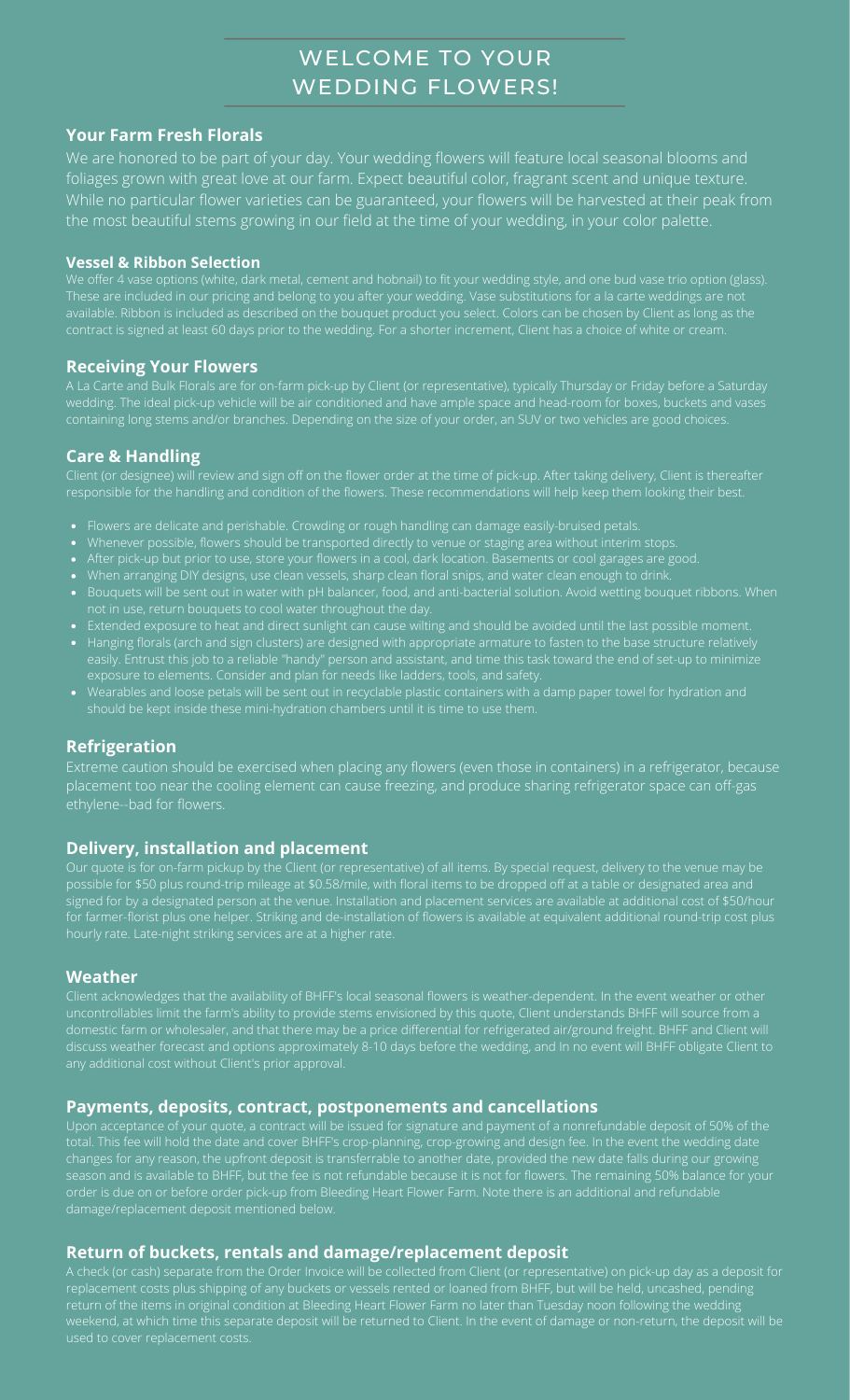# WELCOME TO YOUR WEDDING FLOWERS!

## Your Farm Fresh Florals

We are honored to be part of your day. Your wedding flowers will feature local seasonal blooms and foliages grown with great love at our farm. Expect beautiful color, fragrant scent and unique texture. While no particular flower varieties can be guaranteed, your flowers will be harvested at their peak from the most beautiful stems growing in our field at the time of your wedding, in your color palette.

### Vessel & Ribbon Selection

We offer 4 vase options (white, dark metal, cement and hobnail) to fit your wedding style, and one bud vase trio option (glass). These are included in our pricing and belong to you after your wedding. Vase substitutions for a la carte weddings are not available. Ribbon is included as described on the bouquet product you select. Colors can be chosen by Client as long as the contract is signed at least 60 days prior to the wedding. For a shorter increment, Client has a choice of white or cream.

## Receiving Your Flowers

A La Carte and Bulk Florals are for on-farm pick-up by Client (or representative), typically Thursday or Friday before a Saturday wedding. The ideal pick-up vehicle will be air conditioned and have ample space and head-room for boxes, buckets and vases containing long stems and/or branches. Depending on the size of your order, an SUV or two vehicles are good choices.

## Care & Handling

Client (or designee) will review and sign off on the flower order at the time of pick-up. After taking delivery, Client is thereafter responsible for the handling and condition of the flowers. These recommendations will help keep them looking their best.

- Flowers are delicate and perishable. Crowding or rough handling can damage easily-bruised petals.
- Whenever possible, flowers should be transported directly to venue or staging area without interim stops.
- After pick-up but prior to use, store your flowers in a cool, dark location. Basements or cool garages are good.
- When arranging DIY designs, use clean vessels, sharp clean floral snips, and water clean enough to drink.
- Bouquets will be sent out in water with pH balancer, food, and anti-bacterial solution. Avoid wetting bouquet ribbons. When not in use, return bouquets to cool water throughout the day.
- Extended exposure to heat and direct sunlight can cause wilting and should be avoided until the last possible moment.
- Hanging florals (arch and sign clusters) are designed with appropriate armature to fasten to the base structure relatively easily. Entrust this job to a reliable "handy" person and assistant, and time this task toward the end of set-up to minimize exposure to elements. Consider and plan for needs like ladders, tools, and safety.
- Wearables and loose petals will be sent out in recyclable plastic containers with a damp paper towel for hydration and should be kept inside these mini-hydration chambers until it is time to use them.

## Refrigeration

Extreme caution should be exercised when placing any flowers (even those in containers) in a refrigerator, because placement too near the cooling element can cause freezing, and produce sharing refrigerator space can off-gas ethylene--bad for flowers.

## Delivery, installation and placement

Our quote is for on-farm pickup by the Client (or representative) of all items. By special request, delivery to the venue may be possible for $50 plus round-trip mileage at $0.58/mile, with floral items to be dropped off at a table or designated area and signed for by a designated person at the venue. Installation and placement services are available at additional cost of $50/hour for farmer-florist plus one helper. Striking and de-installation of flowers is available at equivalent additional round-trip cost plus hourly rate. Late-night striking services are at a higher rate.

## Weather

Client acknowledges that the availability of BHFF's local seasonal flowers is weather-dependent. In the event weather or other uncontrollables limit the farm's ability to provide stems envisioned by this quote, Client understands BHFF will source from a domestic farm or wholesaler, and that there may be a price differential for refrigerated air/ground freight. BHFF and Client will discuss weather forecast and options approximately 8-10 days before the wedding, and In no event will BHFF obligate Client to any additional cost without Client's prior approval.

## Payments, deposits, contract, postponements and cancellations

Upon acceptance of your quote, a contract will be issued for signature and payment of a nonrefundable deposit of 50% of the total. This fee will hold the date and cover BHFF's crop-planning, crop-growing and design fee. In the event the wedding date changes for any reason, the upfront deposit is transferrable to another date, provided the new date falls during our growing season and is available to BHFF, but the fee is not refundable because it is not for flowers. The remaining 50% balance for your order is due on or before order pick-up from Bleeding Heart Flower Farm. Note there is an additional and refundable damage/replacement deposit mentioned below.

## Return of buckets, rentals and damage/replacement deposit

A check (or cash) separate from the Order Invoice will be collected from Client (or representative) on pick-up day as a deposit for replacement costs plus shipping of any buckets or vessels rented or loaned from BHFF, but will be held, uncashed, pending return of the items in original condition at Bleeding Heart Flower Farm no later than Tuesday noon following the wedding weekend, at which time this separate deposit will be returned to Client. In the event of damage or non-return, the deposit will be used to cover replacement costs.